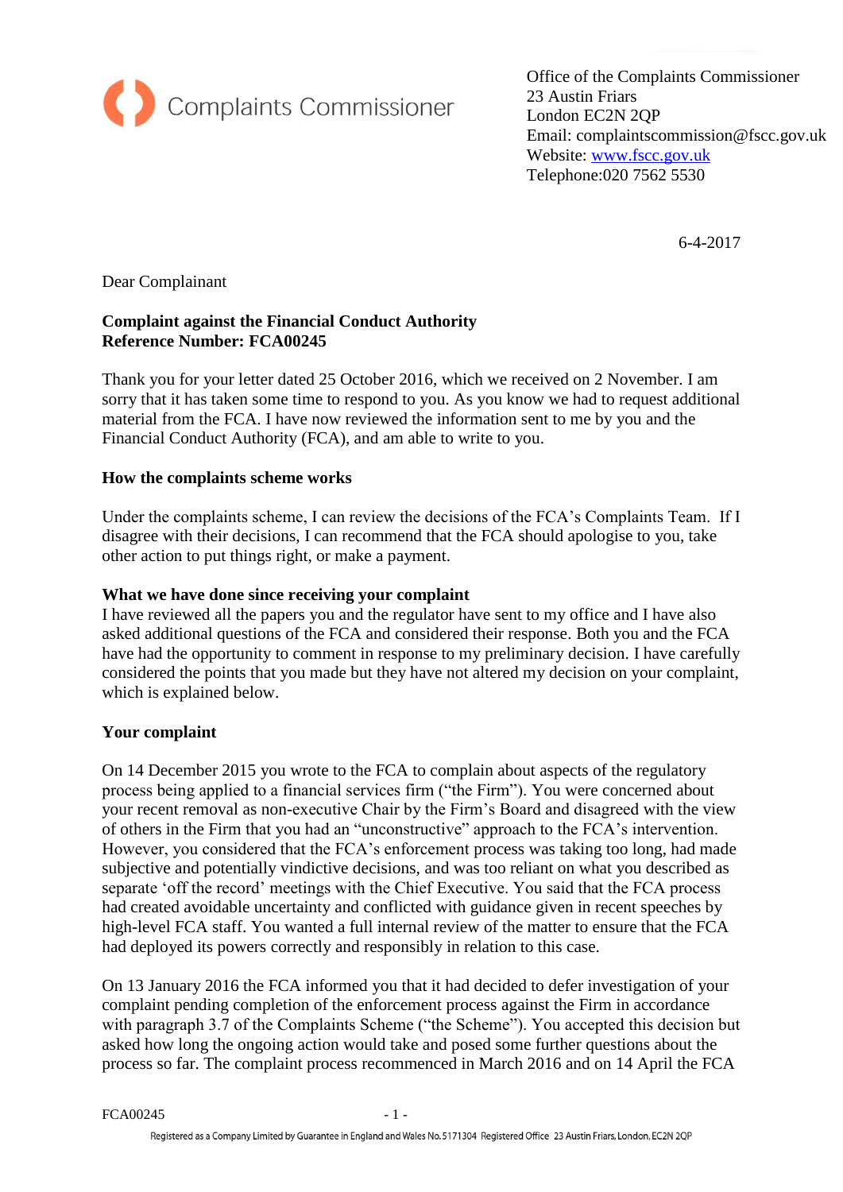Complaints Commissioner

Office of the Complaints Commissioner
23 Austin Friars
London EC2N 2QP
Email: complaintscommission@fscc.gov.uk
Website: www.fscc.gov.uk
Telephone:020 7562 5530

6-4-2017

Dear Complainant

**Complaint against the Financial Conduct Authority**
**Reference Number: FCA00245**

Thank you for your letter dated 25 October 2016, which we received on 2 November. I am sorry that it has taken some time to respond to you. As you know we had to request additional material from the FCA. I have now reviewed the information sent to me by you and the Financial Conduct Authority (FCA), and am able to write to you.

**How the complaints scheme works**

Under the complaints scheme, I can review the decisions of the FCA's Complaints Team. If I disagree with their decisions, I can recommend that the FCA should apologise to you, take other action to put things right, or make a payment.

**What we have done since receiving your complaint**

I have reviewed all the papers you and the regulator have sent to my office and I have also asked additional questions of the FCA and considered their response. Both you and the FCA have had the opportunity to comment in response to my preliminary decision. I have carefully considered the points that you made but they have not altered my decision on your complaint, which is explained below.

**Your complaint**

On 14 December 2015 you wrote to the FCA to complain about aspects of the regulatory process being applied to a financial services firm ("the Firm"). You were concerned about your recent removal as non-executive Chair by the Firm's Board and disagreed with the view of others in the Firm that you had an "unconstructive" approach to the FCA's intervention. However, you considered that the FCA's enforcement process was taking too long, had made subjective and potentially vindictive decisions, and was too reliant on what you described as separate 'off the record' meetings with the Chief Executive. You said that the FCA process had created avoidable uncertainty and conflicted with guidance given in recent speeches by high-level FCA staff. You wanted a full internal review of the matter to ensure that the FCA had deployed its powers correctly and responsibly in relation to this case.

On 13 January 2016 the FCA informed you that it had decided to defer investigation of your complaint pending completion of the enforcement process against the Firm in accordance with paragraph 3.7 of the Complaints Scheme ("the Scheme"). You accepted this decision but asked how long the ongoing action would take and posed some further questions about the process so far. The complaint process recommenced in March 2016 and on 14 April the FCA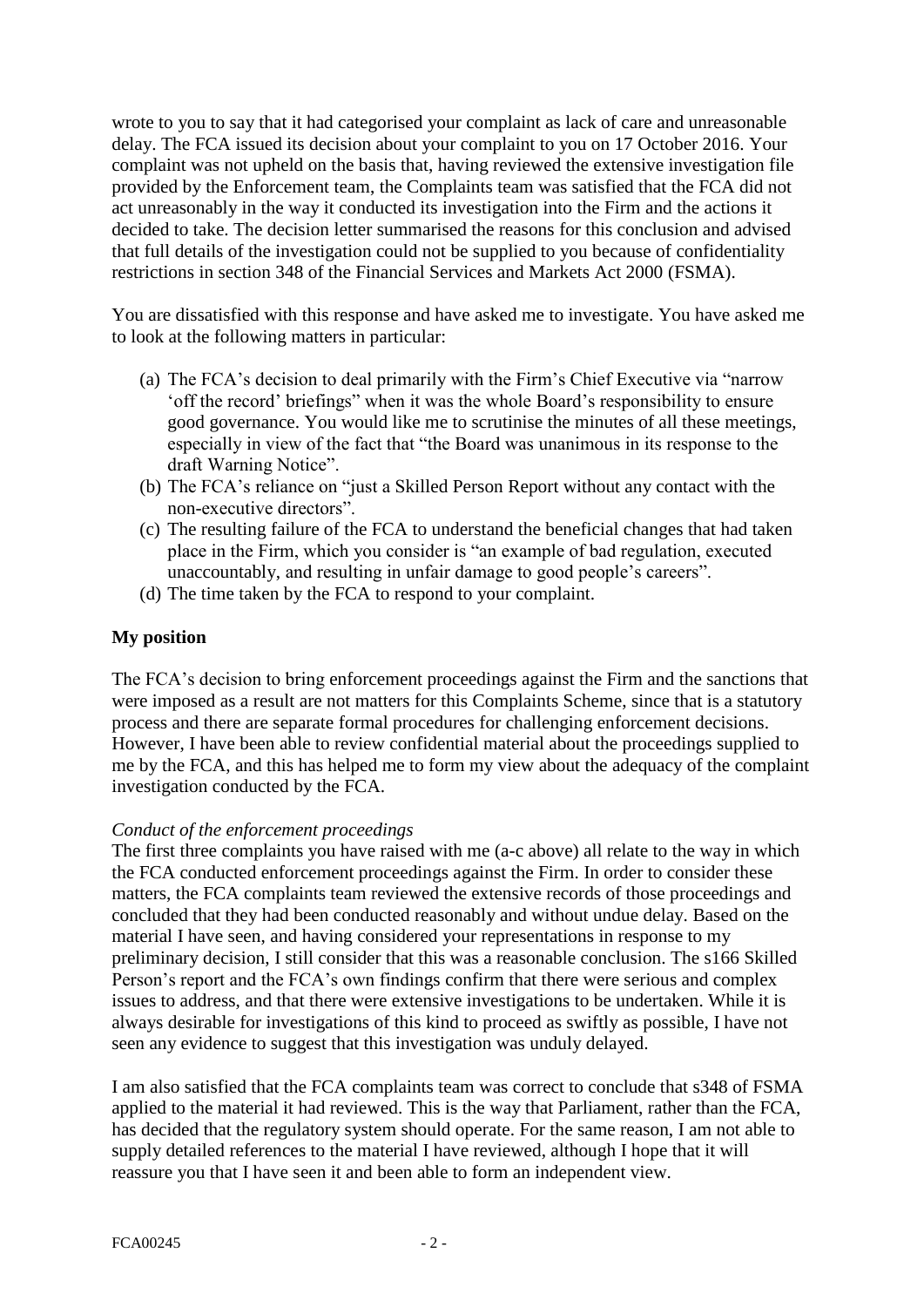wrote to you to say that it had categorised your complaint as lack of care and unreasonable delay. The FCA issued its decision about your complaint to you on 17 October 2016. Your complaint was not upheld on the basis that, having reviewed the extensive investigation file provided by the Enforcement team, the Complaints team was satisfied that the FCA did not act unreasonably in the way it conducted its investigation into the Firm and the actions it decided to take. The decision letter summarised the reasons for this conclusion and advised that full details of the investigation could not be supplied to you because of confidentiality restrictions in section 348 of the Financial Services and Markets Act 2000 (FSMA).

You are dissatisfied with this response and have asked me to investigate. You have asked me to look at the following matters in particular:

(a) The FCA's decision to deal primarily with the Firm's Chief Executive via "narrow 'off the record' briefings" when it was the whole Board's responsibility to ensure good governance. You would like me to scrutinise the minutes of all these meetings, especially in view of the fact that "the Board was unanimous in its response to the draft Warning Notice".

(b) The FCA's reliance on "just a Skilled Person Report without any contact with the non-executive directors".

(c) The resulting failure of the FCA to understand the beneficial changes that had taken place in the Firm, which you consider is "an example of bad regulation, executed unaccountably, and resulting in unfair damage to good people's careers".

(d) The time taken by the FCA to respond to your complaint.

**My position**

The FCA's decision to bring enforcement proceedings against the Firm and the sanctions that were imposed as a result are not matters for this Complaints Scheme, since that is a statutory process and there are separate formal procedures for challenging enforcement decisions. However, I have been able to review confidential material about the proceedings supplied to me by the FCA, and this has helped me to form my view about the adequacy of the complaint investigation conducted by the FCA.

*Conduct of the enforcement proceedings*

The first three complaints you have raised with me (a-c above) all relate to the way in which the FCA conducted enforcement proceedings against the Firm. In order to consider these matters, the FCA complaints team reviewed the extensive records of those proceedings and concluded that they had been conducted reasonably and without undue delay. Based on the material I have seen, and having considered your representations in response to my preliminary decision, I still consider that this was a reasonable conclusion. The s166 Skilled Person's report and the FCA's own findings confirm that there were serious and complex issues to address, and that there were extensive investigations to be undertaken. While it is always desirable for investigations of this kind to proceed as swiftly as possible, I have not seen any evidence to suggest that this investigation was unduly delayed.

I am also satisfied that the FCA complaints team was correct to conclude that s348 of FSMA applied to the material it had reviewed. This is the way that Parliament, rather than the FCA, has decided that the regulatory system should operate. For the same reason, I am not able to supply detailed references to the material I have reviewed, although I hope that it will reassure you that I have seen it and been able to form an independent view.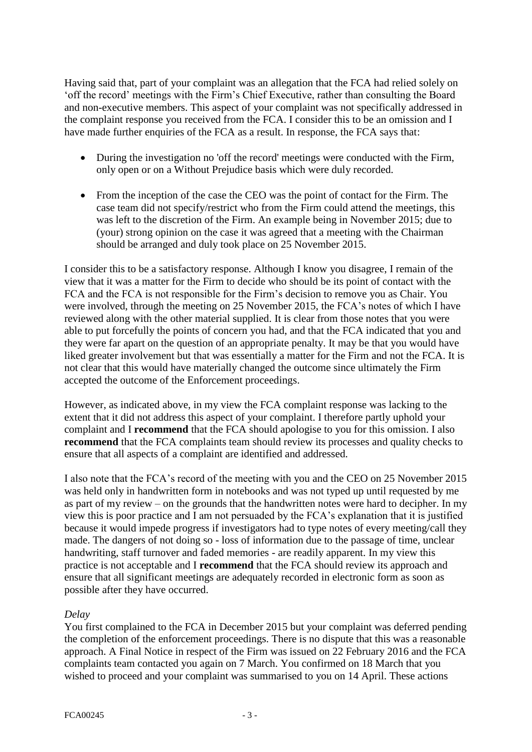Having said that, part of your complaint was an allegation that the FCA had relied solely on 'off the record' meetings with the Firm's Chief Executive, rather than consulting the Board and non-executive members. This aspect of your complaint was not specifically addressed in the complaint response you received from the FCA. I consider this to be an omission and I have made further enquiries of the FCA as a result. In response, the FCA says that:

- During the investigation no 'off the record' meetings were conducted with the Firm, only open or on a Without Prejudice basis which were duly recorded.
- From the inception of the case the CEO was the point of contact for the Firm. The case team did not specify/restrict who from the Firm could attend the meetings, this was left to the discretion of the Firm. An example being in November 2015; due to (your) strong opinion on the case it was agreed that a meeting with the Chairman should be arranged and duly took place on 25 November 2015.

I consider this to be a satisfactory response. Although I know you disagree, I remain of the view that it was a matter for the Firm to decide who should be its point of contact with the FCA and the FCA is not responsible for the Firm's decision to remove you as Chair. You were involved, through the meeting on 25 November 2015, the FCA's notes of which I have reviewed along with the other material supplied. It is clear from those notes that you were able to put forcefully the points of concern you had, and that the FCA indicated that you and they were far apart on the question of an appropriate penalty. It may be that you would have liked greater involvement but that was essentially a matter for the Firm and not the FCA. It is not clear that this would have materially changed the outcome since ultimately the Firm accepted the outcome of the Enforcement proceedings.

However, as indicated above, in my view the FCA complaint response was lacking to the extent that it did not address this aspect of your complaint. I therefore partly uphold your complaint and I **recommend** that the FCA should apologise to you for this omission. I also **recommend** that the FCA complaints team should review its processes and quality checks to ensure that all aspects of a complaint are identified and addressed.

I also note that the FCA's record of the meeting with you and the CEO on 25 November 2015 was held only in handwritten form in notebooks and was not typed up until requested by me as part of my review – on the grounds that the handwritten notes were hard to decipher. In my view this is poor practice and I am not persuaded by the FCA's explanation that it is justified because it would impede progress if investigators had to type notes of every meeting/call they made. The dangers of not doing so - loss of information due to the passage of time, unclear handwriting, staff turnover and faded memories - are readily apparent. In my view this practice is not acceptable and I **recommend** that the FCA should review its approach and ensure that all significant meetings are adequately recorded in electronic form as soon as possible after they have occurred.

*Delay*

You first complained to the FCA in December 2015 but your complaint was deferred pending the completion of the enforcement proceedings. There is no dispute that this was a reasonable approach. A Final Notice in respect of the Firm was issued on 22 February 2016 and the FCA complaints team contacted you again on 7 March. You confirmed on 18 March that you wished to proceed and your complaint was summarised to you on 14 April. These actions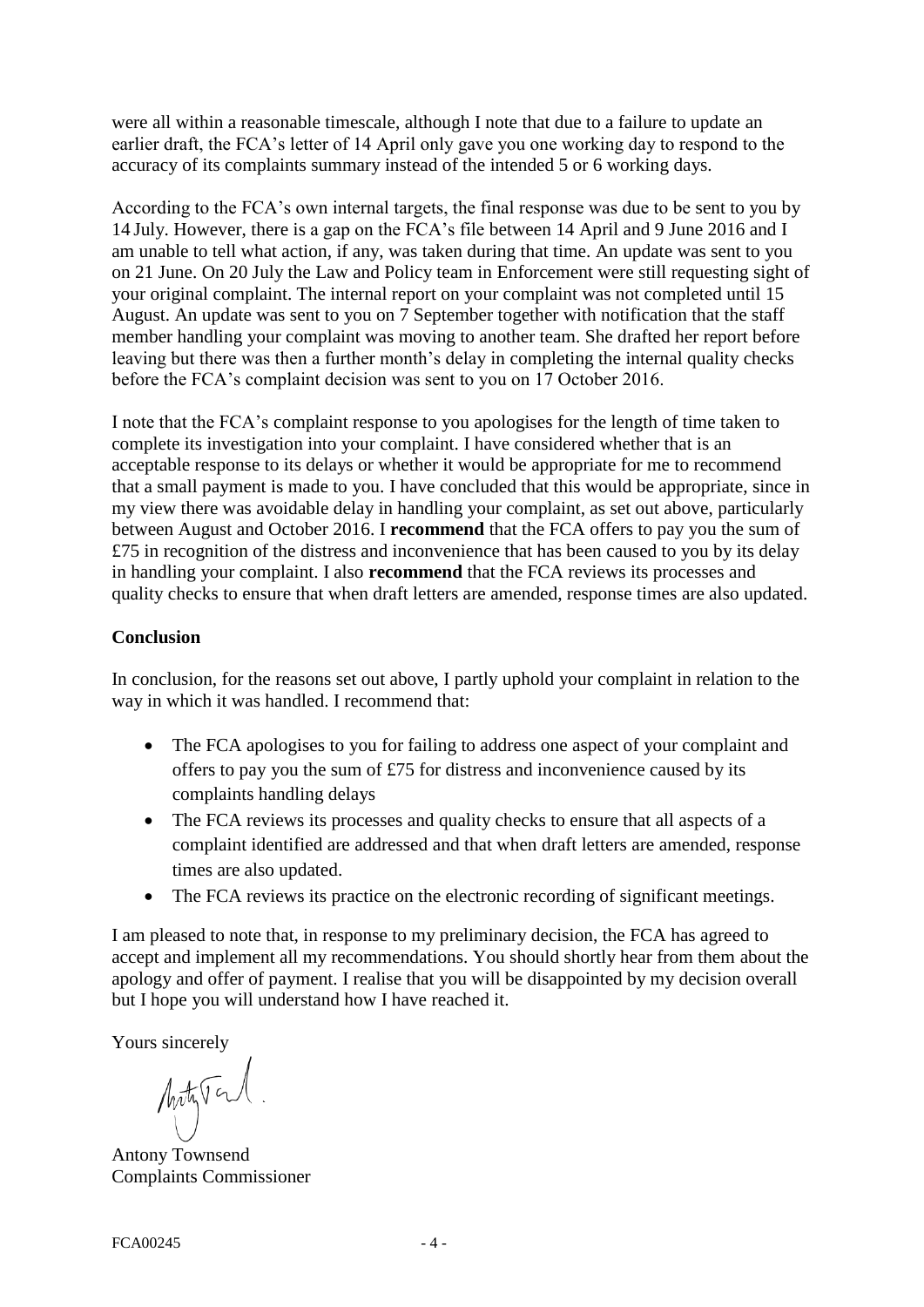were all within a reasonable timescale, although I note that due to a failure to update an earlier draft, the FCA's letter of 14 April only gave you one working day to respond to the accuracy of its complaints summary instead of the intended 5 or 6 working days.

According to the FCA's own internal targets, the final response was due to be sent to you by 14 July. However, there is a gap on the FCA's file between 14 April and 9 June 2016 and I am unable to tell what action, if any, was taken during that time. An update was sent to you on 21 June. On 20 July the Law and Policy team in Enforcement were still requesting sight of your original complaint. The internal report on your complaint was not completed until 15 August. An update was sent to you on 7 September together with notification that the staff member handling your complaint was moving to another team. She drafted her report before leaving but there was then a further month's delay in completing the internal quality checks before the FCA's complaint decision was sent to you on 17 October 2016.

I note that the FCA's complaint response to you apologises for the length of time taken to complete its investigation into your complaint. I have considered whether that is an acceptable response to its delays or whether it would be appropriate for me to recommend that a small payment is made to you. I have concluded that this would be appropriate, since in my view there was avoidable delay in handling your complaint, as set out above, particularly between August and October 2016. I **recommend** that the FCA offers to pay you the sum of £75 in recognition of the distress and inconvenience that has been caused to you by its delay in handling your complaint. I also **recommend** that the FCA reviews its processes and quality checks to ensure that when draft letters are amended, response times are also updated.

**Conclusion**

In conclusion, for the reasons set out above, I partly uphold your complaint in relation to the way in which it was handled. I recommend that:

- The FCA apologises to you for failing to address one aspect of your complaint and offers to pay you the sum of £75 for distress and inconvenience caused by its complaints handling delays
- The FCA reviews its processes and quality checks to ensure that all aspects of a complaint identified are addressed and that when draft letters are amended, response times are also updated.
- The FCA reviews its practice on the electronic recording of significant meetings.

I am pleased to note that, in response to my preliminary decision, the FCA has agreed to accept and implement all my recommendations. You should shortly hear from them about the apology and offer of payment. I realise that you will be disappointed by my decision overall but I hope you will understand how I have reached it.

Yours sincerely

Antony Townsend
Complaints Commissioner

FCA00245